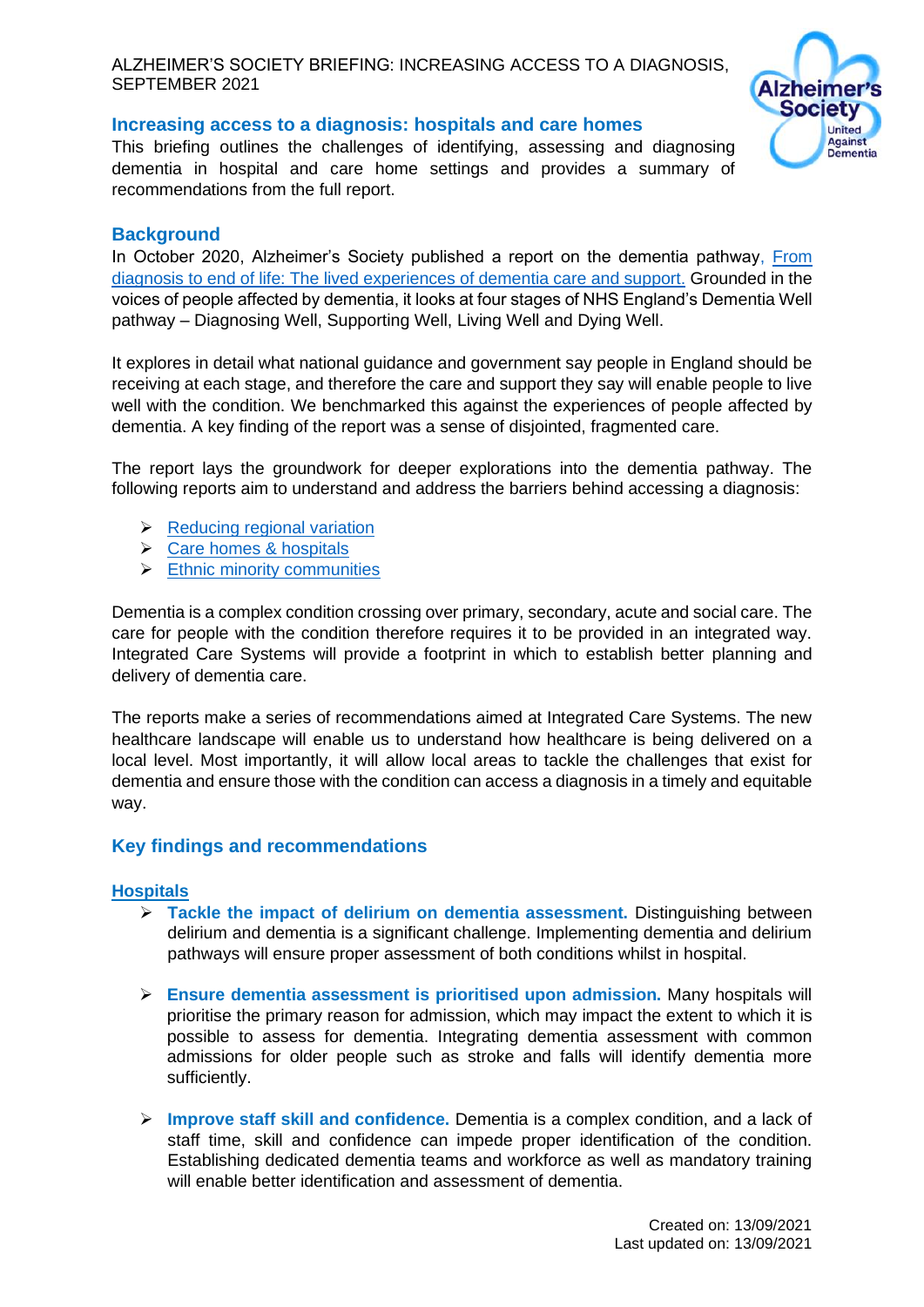ALZHEIMER'S SOCIETY BRIEFING: INCREASING ACCESS TO A DIAGNOSIS, SEPTEMBER 2021

## Increasing access to a diagnosis: hospitals and care homes

This briefing outlines the challenges of identifying, assessing and diagnosing dementia in hospital and care home settings and provides a summary of recommendations from the full report.

## Background

In October 2020, Alzheimer's Society published a report on the dementia pathway, From diagnosis to end of life: The lived experiences of dementia care and support. Grounded in the voices of people affected by dementia, it looks at four stages of NHS England's Dementia Well pathway – Diagnosing Well, Supporting Well, Living Well and Dying Well.

It explores in detail what national guidance and government say people in England should be receiving at each stage, and therefore the care and support they say will enable people to live well with the condition. We benchmarked this against the experiences of people affected by dementia. A key finding of the report was a sense of disjointed, fragmented care.

The report lays the groundwork for deeper explorations into the dementia pathway. The following reports aim to understand and address the barriers behind accessing a diagnosis:

- Reducing regional variation
- Care homes & hospitals
- Ethnic minority communities

Dementia is a complex condition crossing over primary, secondary, acute and social care. The care for people with the condition therefore requires it to be provided in an integrated way. Integrated Care Systems will provide a footprint in which to establish better planning and delivery of dementia care.

The reports make a series of recommendations aimed at Integrated Care Systems. The new healthcare landscape will enable us to understand how healthcare is being delivered on a local level. Most importantly, it will allow local areas to tackle the challenges that exist for dementia and ensure those with the condition can access a diagnosis in a timely and equitable way.

## Key findings and recommendations

### Hospitals

- **Tackle the impact of delirium on dementia assessment.** Distinguishing between delirium and dementia is a significant challenge. Implementing dementia and delirium pathways will ensure proper assessment of both conditions whilst in hospital.

- **Ensure dementia assessment is prioritised upon admission.** Many hospitals will prioritise the primary reason for admission, which may impact the extent to which it is possible to assess for dementia. Integrating dementia assessment with common admissions for older people such as stroke and falls will identify dementia more sufficiently.

- **Improve staff skill and confidence.** Dementia is a complex condition, and a lack of staff time, skill and confidence can impede proper identification of the condition. Establishing dedicated dementia teams and workforce as well as mandatory training will enable better identification and assessment of dementia.

Created on: 13/09/2021
Last updated on: 13/09/2021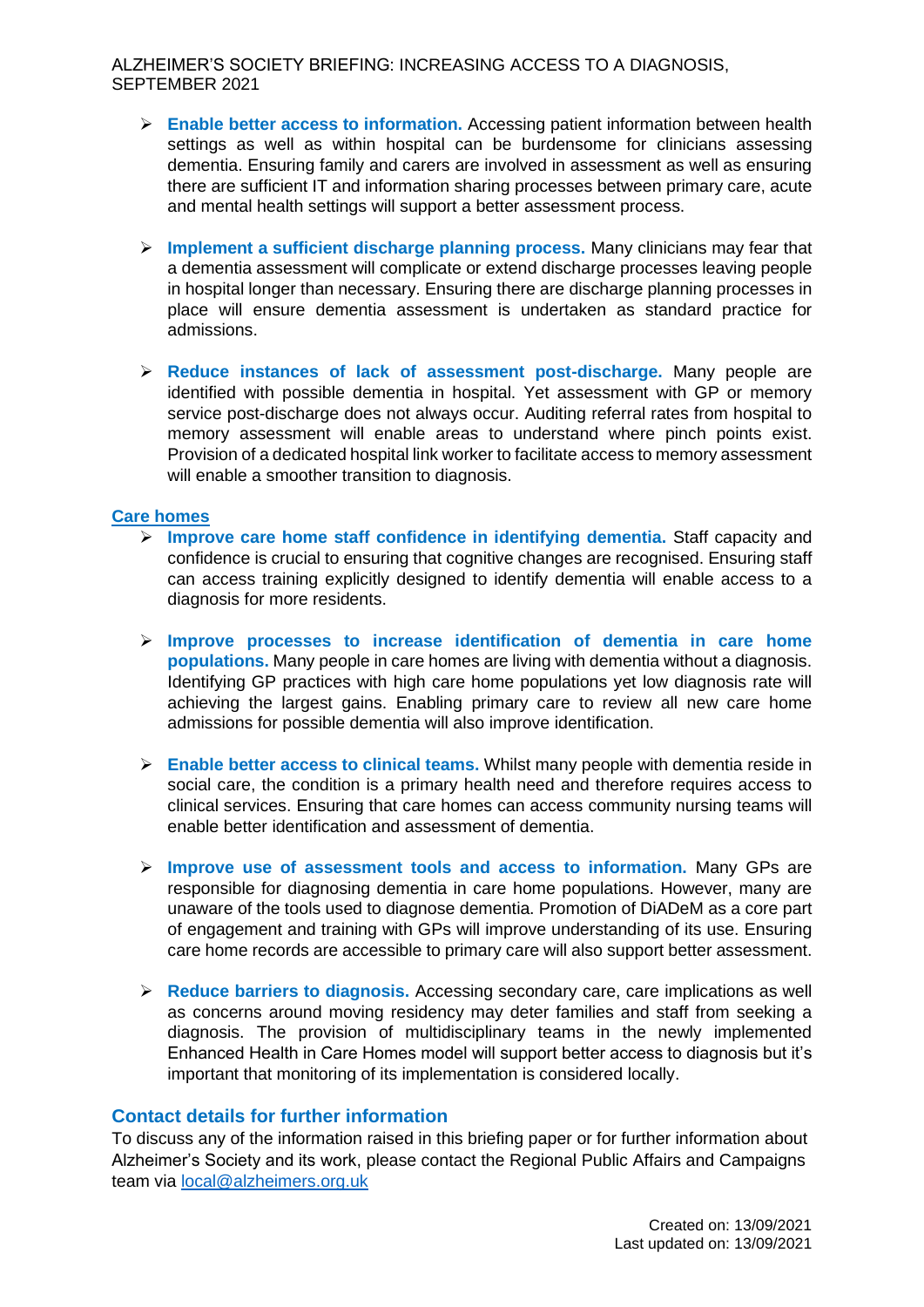- **Enable better access to information.** Accessing patient information between health settings as well as within hospital can be burdensome for clinicians assessing dementia. Ensuring family and carers are involved in assessment as well as ensuring there are sufficient IT and information sharing processes between primary care, acute and mental health settings will support a better assessment process.

- **Implement a sufficient discharge planning process.** Many clinicians may fear that a dementia assessment will complicate or extend discharge processes leaving people in hospital longer than necessary. Ensuring there are discharge planning processes in place will ensure dementia assessment is undertaken as standard practice for admissions.

- **Reduce instances of lack of assessment post-discharge.** Many people are identified with possible dementia in hospital. Yet assessment with GP or memory service post-discharge does not always occur. Auditing referral rates from hospital to memory assessment will enable areas to understand where pinch points exist. Provision of a dedicated hospital link worker to facilitate access to memory assessment will enable a smoother transition to diagnosis.

## Care homes

- **Improve care home staff confidence in identifying dementia.** Staff capacity and confidence is crucial to ensuring that cognitive changes are recognised. Ensuring staff can access training explicitly designed to identify dementia will enable access to a diagnosis for more residents.

- **Improve processes to increase identification of dementia in care home populations.** Many people in care homes are living with dementia without a diagnosis. Identifying GP practices with high care home populations yet low diagnosis rate will achieving the largest gains. Enabling primary care to review all new care home admissions for possible dementia will also improve identification.

- **Enable better access to clinical teams.** Whilst many people with dementia reside in social care, the condition is a primary health need and therefore requires access to clinical services. Ensuring that care homes can access community nursing teams will enable better identification and assessment of dementia.

- **Improve use of assessment tools and access to information.** Many GPs are responsible for diagnosing dementia in care home populations. However, many are unaware of the tools used to diagnose dementia. Promotion of DiADeM as a core part of engagement and training with GPs will improve understanding of its use. Ensuring care home records are accessible to primary care will also support better assessment.

- **Reduce barriers to diagnosis.** Accessing secondary care, care implications as well as concerns around moving residency may deter families and staff from seeking a diagnosis. The provision of multidisciplinary teams in the newly implemented Enhanced Health in Care Homes model will support better access to diagnosis but it's important that monitoring of its implementation is considered locally.

## Contact details for further information

To discuss any of the information raised in this briefing paper or for further information about Alzheimer's Society and its work, please contact the Regional Public Affairs and Campaigns team via [local@alzheimers.org.uk](mailto:local@alzheimers.org.uk)

Created on: 13/09/2021
Last updated on: 13/09/2021